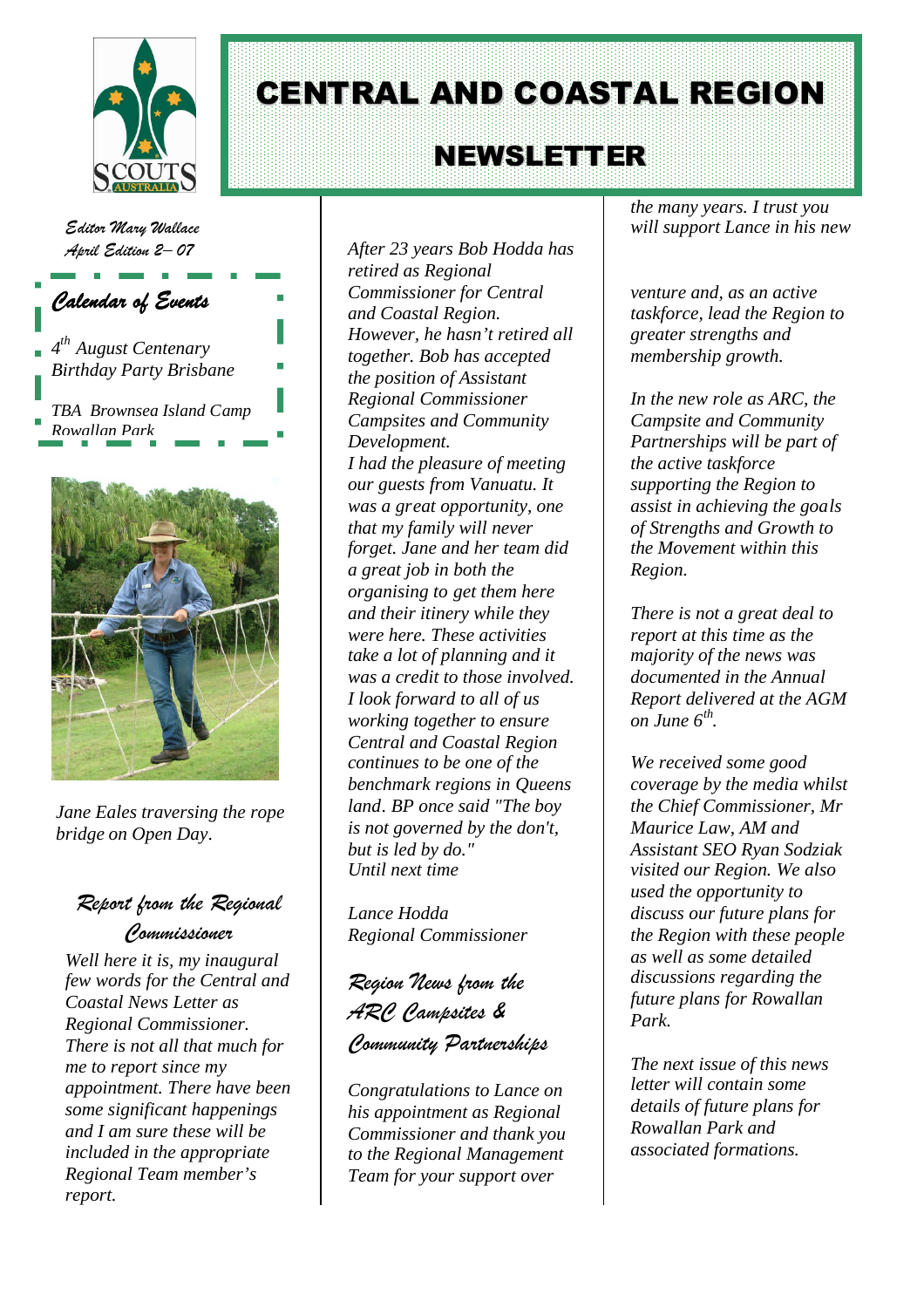# CENTRAL AND COASTAL REGION

# NEWSLETTER

*Editor Mary Wallace*
*April Edition 2– 07*

## *Calendar of Events*

*4th August Centenary Birthday Party Brisbane*

*TBA Brownsea Island Camp Rowallan Park*

*Jane Eales traversing the rope bridge on Open Day.*

## *Report from the Regional Commissioner*

*Well here it is, my inaugural few words for the Central and Coastal News Letter as Regional Commissioner. There is not all that much for me to report since my appointment. There have been some significant happenings and I am sure these will be included in the appropriate Regional Team member's report.*

*After 23 years Bob Hodda has retired as Regional Commissioner for Central and Coastal Region. However, he hasn't retired all together. Bob has accepted the position of Assistant Regional Commissioner Campsites and Community Development.*

*I had the pleasure of meeting our guests from Vanuatu. It was a great opportunity, one that my family will never forget. Jane and her team did a great job in both the organising to get them here and their itinery while they were here. These activities take a lot of planning and it was a credit to those involved.*

*I look forward to all of us working together to ensure Central and Coastal Region continues to be one of the benchmark regions in Queens land. BP once said "The boy is not governed by the don't, but is led by do."*

*Until next time*

*Lance Hodda*
*Regional Commissioner*

## *Region News from the ARC Campsites & Community Partnerships*

*Congratulations to Lance on his appointment as Regional Commissioner and thank you to the Regional Management Team for your support over the many years. I trust you will support Lance in his new venture and, as an active taskforce, lead the Region to greater strengths and membership growth.*

*In the new role as ARC, the Campsite and Community Partnerships will be part of the active taskforce supporting the Region to assist in achieving the goals of Strengths and Growth to the Movement within this Region.*

*There is not a great deal to report at this time as the majority of the news was documented in the Annual Report delivered at the AGM on June 6th.*

*We received some good coverage by the media whilst the Chief Commissioner, Mr Maurice Law, AM and Assistant SEO Ryan Sodziak visited our Region. We also used the opportunity to discuss our future plans for the Region with these people as well as some detailed discussions regarding the future plans for Rowallan Park.*

*The next issue of this news letter will contain some details of future plans for Rowallan Park and associated formations.*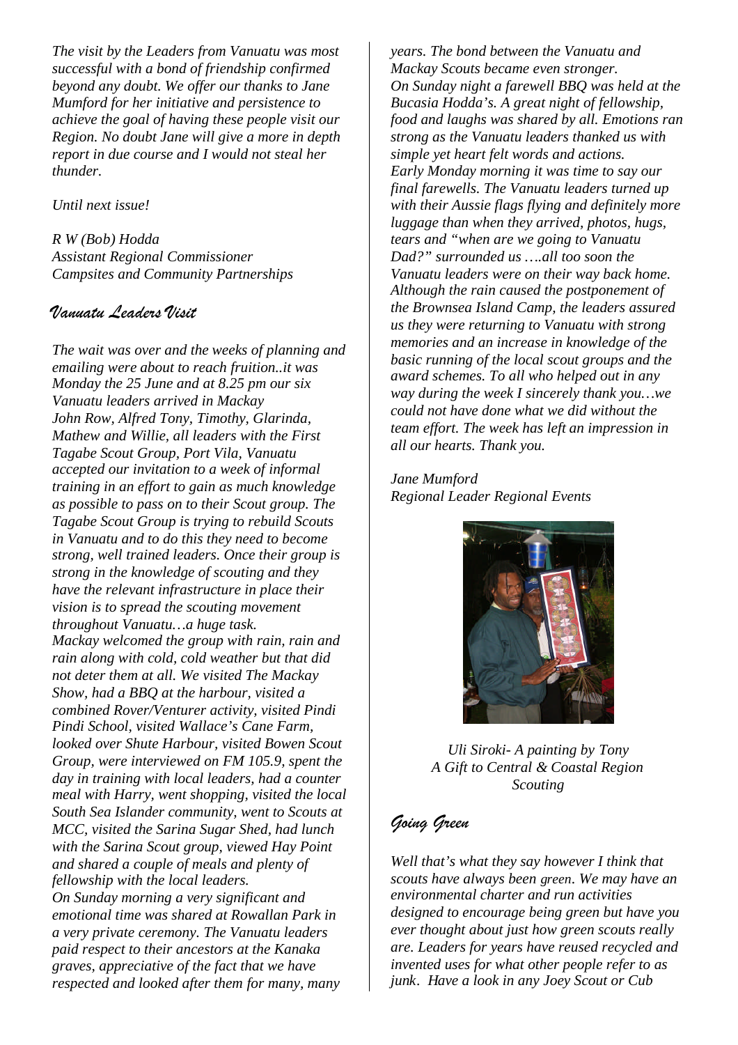*The visit by the Leaders from Vanuatu was most successful with a bond of friendship confirmed beyond any doubt. We offer our thanks to Jane Mumford for her initiative and persistence to achieve the goal of having these people visit our Region. No doubt Jane will give a more in depth report in due course and I would not steal her thunder.*

*Until next issue!*

*R W (Bob) Hodda*
*Assistant Regional Commissioner*
*Campsites and Community Partnerships*

## *Vanuatu Leaders Visit*

*The wait was over and the weeks of planning and emailing were about to reach fruition..it was Monday the 25 June and at 8.25 pm our six Vanuatu leaders arrived in Mackay*
*John Row, Alfred Tony, Timothy, Glarinda, Mathew and Willie, all leaders with the First Tagabe Scout Group, Port Vila, Vanuatu accepted our invitation to a week of informal training in an effort to gain as much knowledge as possible to pass on to their Scout group. The Tagabe Scout Group is trying to rebuild Scouts in Vanuatu and to do this they need to become strong, well trained leaders. Once their group is strong in the knowledge of scouting and they have the relevant infrastructure in place their vision is to spread the scouting movement throughout Vanuatu…a huge task.*
*Mackay welcomed the group with rain, rain and rain along with cold, cold weather but that did not deter them at all. We visited The Mackay Show, had a BBQ at the harbour, visited a combined Rover/Venturer activity, visited Pindi Pindi School, visited Wallace's Cane Farm, looked over Shute Harbour, visited Bowen Scout Group, were interviewed on FM 105.9, spent the day in training with local leaders, had a counter meal with Harry, went shopping, visited the local South Sea Islander community, went to Scouts at MCC, visited the Sarina Sugar Shed, had lunch with the Sarina Scout group, viewed Hay Point and shared a couple of meals and plenty of fellowship with the local leaders.*
*On Sunday morning a very significant and emotional time was shared at Rowallan Park in a very private ceremony. The Vanuatu leaders paid respect to their ancestors at the Kanaka graves, appreciative of the fact that we have respected and looked after them for many, many years. The bond between the Vanuatu and Mackay Scouts became even stronger.*
*On Sunday night a farewell BBQ was held at the Bucasia Hodda's. A great night of fellowship, food and laughs was shared by all. Emotions ran strong as the Vanuatu leaders thanked us with simple yet heart felt words and actions.*
*Early Monday morning it was time to say our final farewells. The Vanuatu leaders turned up with their Aussie flags flying and definitely more luggage than when they arrived, photos, hugs, tears and "when are we going to Vanuatu Dad?" surrounded us ….all too soon the Vanuatu leaders were on their way back home.*
*Although the rain caused the postponement of the Brownsea Island Camp, the leaders assured us they were returning to Vanuatu with strong memories and an increase in knowledge of the basic running of the local scout groups and the award schemes. To all who helped out in any way during the week I sincerely thank you…we could not have done what we did without the team effort. The week has left an impression in all our hearts. Thank you.*

*Jane Mumford*
*Regional Leader Regional Events*

*Uli Siroki- A painting by Tony*
*A Gift to Central & Coastal Region Scouting*

## *Going Green*

*Well that's what they say however I think that scouts have always been green. We may have an environmental charter and run activities designed to encourage being green but have you ever thought about just how green scouts really are. Leaders for years have reused recycled and invented uses for what other people refer to as junk. Have a look in any Joey Scout or Cub*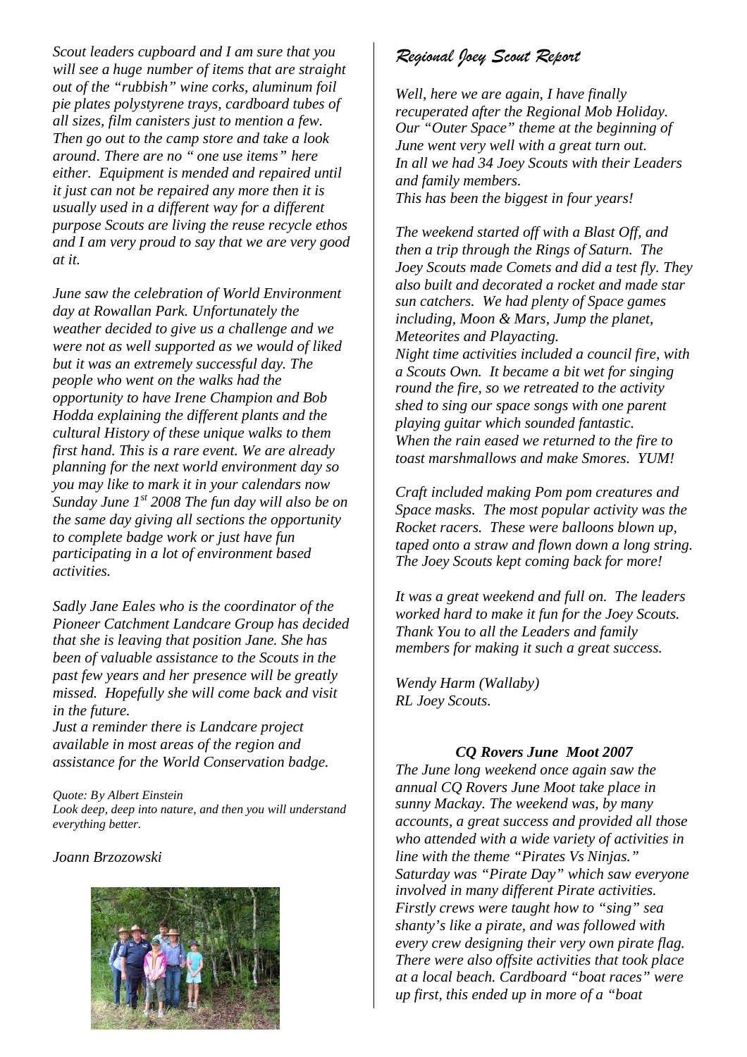*Scout leaders cupboard and I am sure that you will see a huge number of items that are straight out of the "rubbish" wine corks, aluminum foil pie plates polystyrene trays, cardboard tubes of all sizes, film canisters just to mention a few. Then go out to the camp store and take a look around. There are no " one use items" here either. Equipment is mended and repaired until it just can not be repaired any more then it is usually used in a different way for a different purpose Scouts are living the reuse recycle ethos and I am very proud to say that we are very good at it.*

*June saw the celebration of World Environment day at Rowallan Park. Unfortunately the weather decided to give us a challenge and we were not as well supported as we would of liked but it was an extremely successful day. The people who went on the walks had the opportunity to have Irene Champion and Bob Hodda explaining the different plants and the cultural History of these unique walks to them first hand. This is a rare event. We are already planning for the next world environment day so you may like to mark it in your calendars now Sunday June 1st 2008 The fun day will also be on the same day giving all sections the opportunity to complete badge work or just have fun participating in a lot of environment based activities.*

*Sadly Jane Eales who is the coordinator of the Pioneer Catchment Landcare Group has decided that she is leaving that position Jane. She has been of valuable assistance to the Scouts in the past few years and her presence will be greatly missed. Hopefully she will come back and visit in the future.*

*Just a reminder there is Landcare project available in most areas of the region and assistance for the World Conservation badge.*

*Quote: By Albert Einstein*
*Look deep, deep into nature, and then you will understand everything better.*

*Joann Brzozowski*

## *Regional Joey Scout Report*

*Well, here we are again, I have finally recuperated after the Regional Mob Holiday. Our "Outer Space" theme at the beginning of June went very well with a great turn out. In all we had 34 Joey Scouts with their Leaders and family members.*
*This has been the biggest in four years!*

*The weekend started off with a Blast Off, and then a trip through the Rings of Saturn. The Joey Scouts made Comets and did a test fly. They also built and decorated a rocket and made star sun catchers. We had plenty of Space games including, Moon & Mars, Jump the planet, Meteorites and Playacting.*
*Night time activities included a council fire, with a Scouts Own. It became a bit wet for singing round the fire, so we retreated to the activity shed to sing our space songs with one parent playing guitar which sounded fantastic.*
*When the rain eased we returned to the fire to toast marshmallows and make Smores. YUM!*

*Craft included making Pom pom creatures and Space masks. The most popular activity was the Rocket racers. These were balloons blown up, taped onto a straw and flown down a long string. The Joey Scouts kept coming back for more!*

*It was a great weekend and full on. The leaders worked hard to make it fun for the Joey Scouts. Thank You to all the Leaders and family members for making it such a great success.*

*Wendy Harm (Wallaby)*
*RL Joey Scouts.*

### ***CQ Rovers June Moot 2007***

*The June long weekend once again saw the annual CQ Rovers June Moot take place in sunny Mackay. The weekend was, by many accounts, a great success and provided all those who attended with a wide variety of activities in line with the theme "Pirates Vs Ninjas." Saturday was "Pirate Day" which saw everyone involved in many different Pirate activities. Firstly crews were taught how to "sing" sea shanty's like a pirate, and was followed with every crew designing their very own pirate flag. There were also offsite activities that took place at a local beach. Cardboard "boat races" were up first, this ended up in more of a "boat*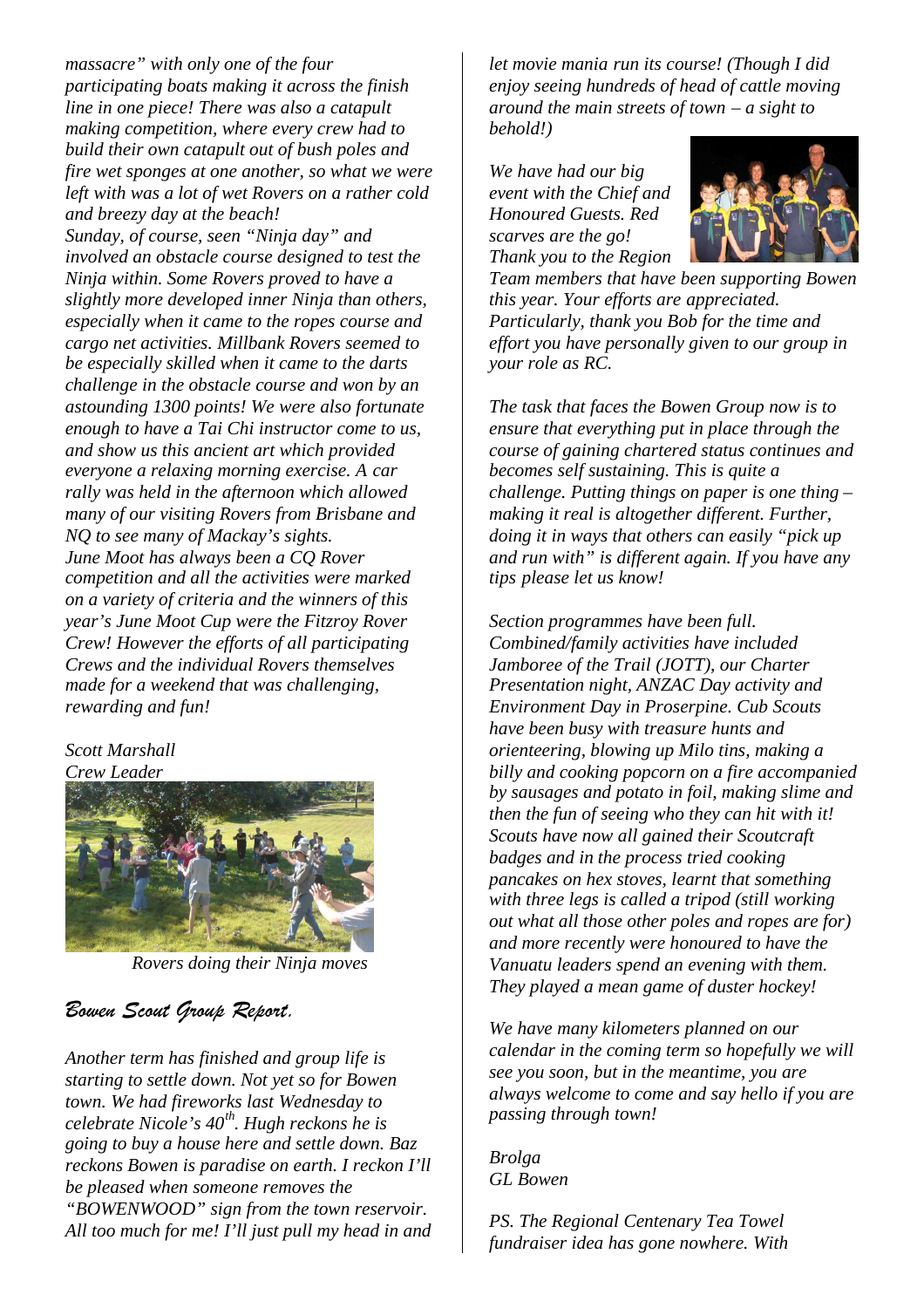*massacre" with only one of the four participating boats making it across the finish line in one piece! There was also a catapult making competition, where every crew had to build their own catapult out of bush poles and fire wet sponges at one another, so what we were left with was a lot of wet Rovers on a rather cold and breezy day at the beach!*

*Sunday, of course, seen "Ninja day" and involved an obstacle course designed to test the Ninja within. Some Rovers proved to have a slightly more developed inner Ninja than others, especially when it came to the ropes course and cargo net activities. Millbank Rovers seemed to be especially skilled when it came to the darts challenge in the obstacle course and won by an astounding 1300 points! We were also fortunate enough to have a Tai Chi instructor come to us, and show us this ancient art which provided everyone a relaxing morning exercise. A car rally was held in the afternoon which allowed many of our visiting Rovers from Brisbane and NQ to see many of Mackay's sights.*

*June Moot has always been a CQ Rover competition and all the activities were marked on a variety of criteria and the winners of this year's June Moot Cup were the Fitzroy Rover Crew! However the efforts of all participating Crews and the individual Rovers themselves made for a weekend that was challenging, rewarding and fun!*

*Scott Marshall*
*Crew Leader*

*Rovers doing their Ninja moves*

## *Bowen Scout Group Report.*

*Another term has finished and group life is starting to settle down. Not yet so for Bowen town. We had fireworks last Wednesday to celebrate Nicole's 40th. Hugh reckons he is going to buy a house here and settle down. Baz reckons Bowen is paradise on earth. I reckon I'll be pleased when someone removes the "BOWENWOOD" sign from the town reservoir. All too much for me! I'll just pull my head in and let movie mania run its course! (Though I did enjoy seeing hundreds of head of cattle moving around the main streets of town – a sight to behold!)*

*We have had our big event with the Chief and Honoured Guests. Red scarves are the go! Thank you to the Region Team members that have been supporting Bowen this year. Your efforts are appreciated. Particularly, thank you Bob for the time and effort you have personally given to our group in your role as RC.*

*The task that faces the Bowen Group now is to ensure that everything put in place through the course of gaining chartered status continues and becomes self sustaining. This is quite a challenge. Putting things on paper is one thing – making it real is altogether different. Further, doing it in ways that others can easily "pick up and run with" is different again. If you have any tips please let us know!*

*Section programmes have been full. Combined/family activities have included Jamboree of the Trail (JOTT), our Charter Presentation night, ANZAC Day activity and Environment Day in Proserpine. Cub Scouts have been busy with treasure hunts and orienteering, blowing up Milo tins, making a billy and cooking popcorn on a fire accompanied by sausages and potato in foil, making slime and then the fun of seeing who they can hit with it! Scouts have now all gained their Scoutcraft badges and in the process tried cooking pancakes on hex stoves, learnt that something with three legs is called a tripod (still working out what all those other poles and ropes are for) and more recently were honoured to have the Vanuatu leaders spend an evening with them. They played a mean game of duster hockey!*

*We have many kilometers planned on our calendar in the coming term so hopefully we will see you soon, but in the meantime, you are always welcome to come and say hello if you are passing through town!*

*Brolga*
*GL Bowen*

*PS. The Regional Centenary Tea Towel fundraiser idea has gone nowhere. With*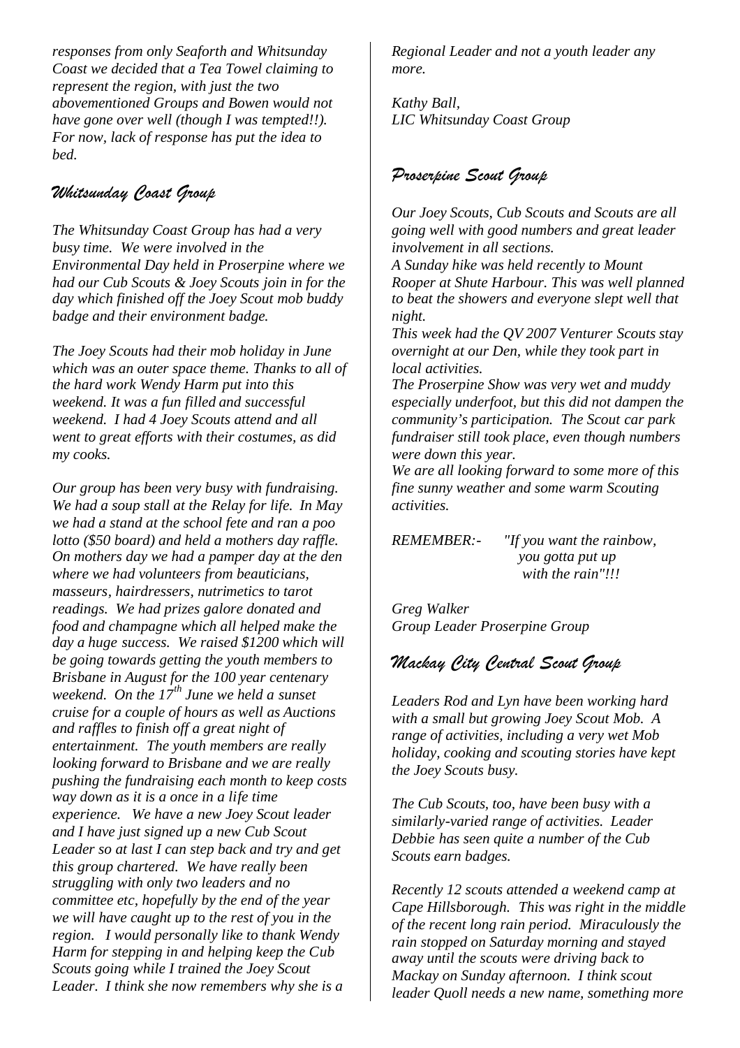*responses from only Seaforth and Whitsunday Coast we decided that a Tea Towel claiming to represent the region, with just the two abovementioned Groups and Bowen would not have gone over well (though I was tempted!!). For now, lack of response has put the idea to bed.*

## *Whitsunday Coast Group*

*The Whitsunday Coast Group has had a very busy time. We were involved in the Environmental Day held in Proserpine where we had our Cub Scouts & Joey Scouts join in for the day which finished off the Joey Scout mob buddy badge and their environment badge.*

*The Joey Scouts had their mob holiday in June which was an outer space theme. Thanks to all of the hard work Wendy Harm put into this weekend. It was a fun filled and successful weekend. I had 4 Joey Scouts attend and all went to great efforts with their costumes, as did my cooks.*

*Our group has been very busy with fundraising. We had a soup stall at the Relay for life. In May we had a stand at the school fete and ran a poo lotto ($50 board) and held a mothers day raffle. On mothers day we had a pamper day at the den where we had volunteers from beauticians, masseurs, hairdressers, nutrimetics to tarot readings. We had prizes galore donated and food and champagne which all helped make the day a huge success. We raised $1200 which will be going towards getting the youth members to Brisbane in August for the 100 year centenary weekend. On the 17th June we held a sunset cruise for a couple of hours as well as Auctions and raffles to finish off a great night of entertainment. The youth members are really looking forward to Brisbane and we are really pushing the fundraising each month to keep costs way down as it is a once in a life time experience. We have a new Joey Scout leader and I have just signed up a new Cub Scout Leader so at last I can step back and try and get this group chartered. We have really been struggling with only two leaders and no committee etc, hopefully by the end of the year we will have caught up to the rest of you in the region. I would personally like to thank Wendy Harm for stepping in and helping keep the Cub Scouts going while I trained the Joey Scout Leader. I think she now remembers why she is a Regional Leader and not a youth leader any more.*

*Kathy Ball,*
*LIC Whitsunday Coast Group*

## *Proserpine Scout Group*

*Our Joey Scouts, Cub Scouts and Scouts are all going well with good numbers and great leader involvement in all sections.*
*A Sunday hike was held recently to Mount Rooper at Shute Harbour. This was well planned to beat the showers and everyone slept well that night.*
*This week had the QV 2007 Venturer Scouts stay overnight at our Den, while they took part in local activities.*
*The Proserpine Show was very wet and muddy especially underfoot, but this did not dampen the community's participation. The Scout car park fundraiser still took place, even though numbers were down this year.*
*We are all looking forward to some more of this fine sunny weather and some warm Scouting activities.*

*REMEMBER:- "If you want the rainbow,*
*you gotta put up*
*with the rain"!!!*

*Greg Walker*
*Group Leader Proserpine Group*

## *Mackay City Central Scout Group*

*Leaders Rod and Lyn have been working hard with a small but growing Joey Scout Mob. A range of activities, including a very wet Mob holiday, cooking and scouting stories have kept the Joey Scouts busy.*

*The Cub Scouts, too, have been busy with a similarly-varied range of activities. Leader Debbie has seen quite a number of the Cub Scouts earn badges.*

*Recently 12 scouts attended a weekend camp at Cape Hillsborough. This was right in the middle of the recent long rain period. Miraculously the rain stopped on Saturday morning and stayed away until the scouts were driving back to Mackay on Sunday afternoon. I think scout leader Quoll needs a new name, something more*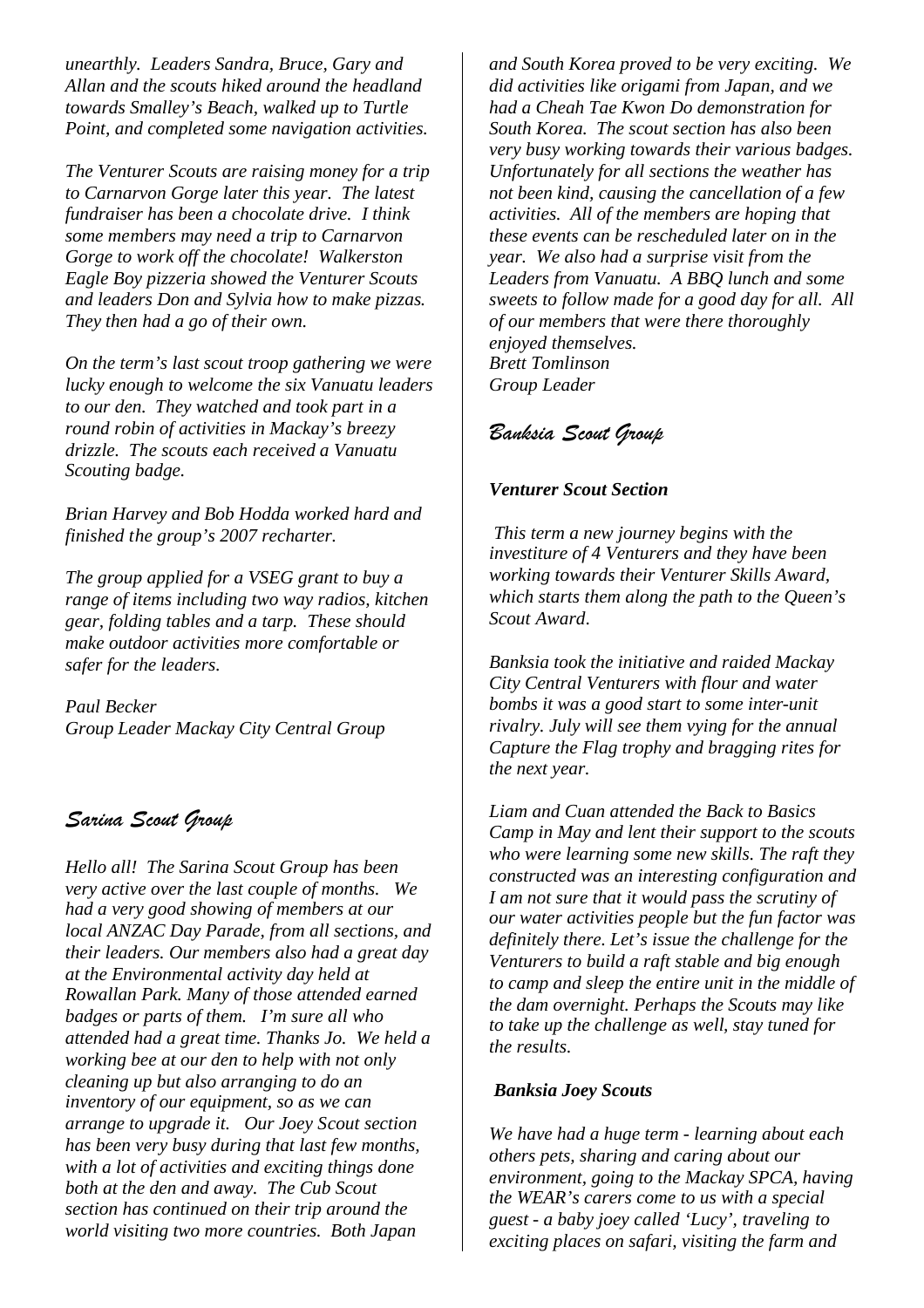*unearthly. Leaders Sandra, Bruce, Gary and Allan and the scouts hiked around the headland towards Smalley's Beach, walked up to Turtle Point, and completed some navigation activities.*

*The Venturer Scouts are raising money for a trip to Carnarvon Gorge later this year. The latest fundraiser has been a chocolate drive. I think some members may need a trip to Carnarvon Gorge to work off the chocolate! Walkerston Eagle Boy pizzeria showed the Venturer Scouts and leaders Don and Sylvia how to make pizzas. They then had a go of their own.*

*On the term's last scout troop gathering we were lucky enough to welcome the six Vanuatu leaders to our den. They watched and took part in a round robin of activities in Mackay's breezy drizzle. The scouts each received a Vanuatu Scouting badge.*

*Brian Harvey and Bob Hodda worked hard and finished the group's 2007 recharter.*

*The group applied for a VSEG grant to buy a range of items including two way radios, kitchen gear, folding tables and a tarp. These should make outdoor activities more comfortable or safer for the leaders.*

*Paul Becker*
*Group Leader Mackay City Central Group*

## *Sarina Scout Group*

*Hello all! The Sarina Scout Group has been very active over the last couple of months. We had a very good showing of members at our local ANZAC Day Parade, from all sections, and their leaders. Our members also had a great day at the Environmental activity day held at Rowallan Park. Many of those attended earned badges or parts of them. I'm sure all who attended had a great time. Thanks Jo. We held a working bee at our den to help with not only cleaning up but also arranging to do an inventory of our equipment, so as we can arrange to upgrade it. Our Joey Scout section has been very busy during that last few months, with a lot of activities and exciting things done both at the den and away. The Cub Scout section has continued on their trip around the world visiting two more countries. Both Japan and South Korea proved to be very exciting. We did activities like origami from Japan, and we had a Cheah Tae Kwon Do demonstration for South Korea. The scout section has also been very busy working towards their various badges. Unfortunately for all sections the weather has not been kind, causing the cancellation of a few activities. All of the members are hoping that these events can be rescheduled later on in the year. We also had a surprise visit from the Leaders from Vanuatu. A BBQ lunch and some sweets to follow made for a good day for all. All of our members that were there thoroughly enjoyed themselves.*
*Brett Tomlinson*
*Group Leader*

## *Banksia Scout Group*

### ***Venturer Scout Section***

*This term a new journey begins with the investiture of 4 Venturers and they have been working towards their Venturer Skills Award, which starts them along the path to the Queen's Scout Award.*

*Banksia took the initiative and raided Mackay City Central Venturers with flour and water bombs it was a good start to some inter-unit rivalry. July will see them vying for the annual Capture the Flag trophy and bragging rites for the next year.*

*Liam and Cuan attended the Back to Basics Camp in May and lent their support to the scouts who were learning some new skills. The raft they constructed was an interesting configuration and I am not sure that it would pass the scrutiny of our water activities people but the fun factor was definitely there. Let's issue the challenge for the Venturers to build a raft stable and big enough to camp and sleep the entire unit in the middle of the dam overnight. Perhaps the Scouts may like to take up the challenge as well, stay tuned for the results.*

### ***Banksia Joey Scouts***

*We have had a huge term - learning about each others pets, sharing and caring about our environment, going to the Mackay SPCA, having the WEAR's carers come to us with a special guest - a baby joey called 'Lucy', traveling to exciting places on safari, visiting the farm and*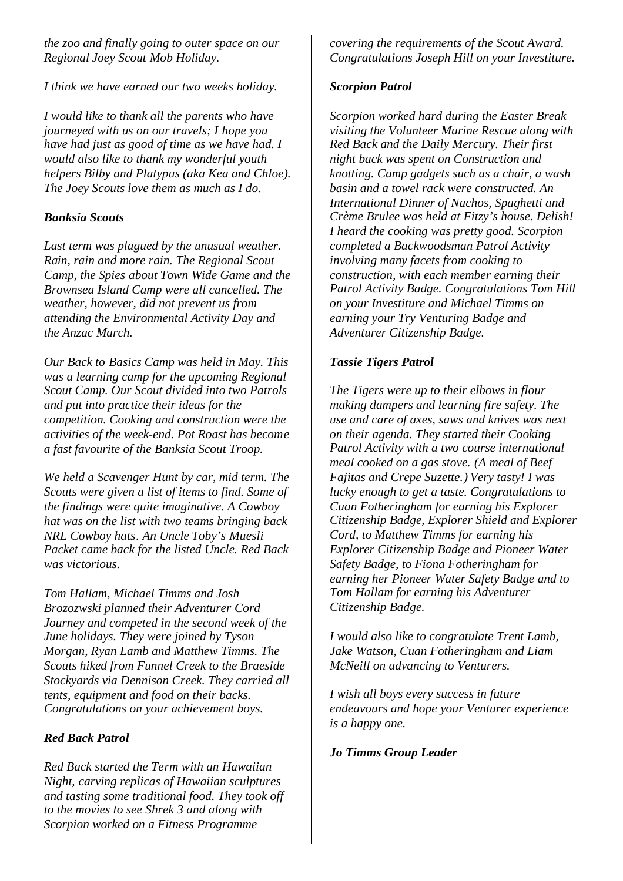*the zoo and finally going to outer space on our Regional Joey Scout Mob Holiday.*

*I think we have earned our two weeks holiday.*

*I would like to thank all the parents who have journeyed with us on our travels; I hope you have had just as good of time as we have had. I would also like to thank my wonderful youth helpers Bilby and Platypus (aka Kea and Chloe). The Joey Scouts love them as much as I do.*

### *Banksia Scouts*

*Last term was plagued by the unusual weather. Rain, rain and more rain. The Regional Scout Camp, the Spies about Town Wide Game and the Brownsea Island Camp were all cancelled. The weather, however, did not prevent us from attending the Environmental Activity Day and the Anzac March.*

*Our Back to Basics Camp was held in May. This was a learning camp for the upcoming Regional Scout Camp. Our Scout divided into two Patrols and put into practice their ideas for the competition. Cooking and construction were the activities of the week-end. Pot Roast has become a fast favourite of the Banksia Scout Troop.*

*We held a Scavenger Hunt by car, mid term. The Scouts were given a list of items to find. Some of the findings were quite imaginative. A Cowboy hat was on the list with two teams bringing back NRL Cowboy hats. An Uncle Toby's Muesli Packet came back for the listed Uncle. Red Back was victorious.*

*Tom Hallam, Michael Timms and Josh Brozozwski planned their Adventurer Cord Journey and competed in the second week of the June holidays. They were joined by Tyson Morgan, Ryan Lamb and Matthew Timms. The Scouts hiked from Funnel Creek to the Braeside Stockyards via Dennison Creek. They carried all tents, equipment and food on their backs. Congratulations on your achievement boys.*

### *Red Back Patrol*

*Red Back started the Term with an Hawaiian Night, carving replicas of Hawaiian sculptures and tasting some traditional food. They took off to the movies to see Shrek 3 and along with Scorpion worked on a Fitness Programme covering the requirements of the Scout Award. Congratulations Joseph Hill on your Investiture.*

### *Scorpion Patrol*

*Scorpion worked hard during the Easter Break visiting the Volunteer Marine Rescue along with Red Back and the Daily Mercury. Their first night back was spent on Construction and knotting. Camp gadgets such as a chair, a wash basin and a towel rack were constructed. An International Dinner of Nachos, Spaghetti and Crème Brulee was held at Fitzy's house. Delish! I heard the cooking was pretty good. Scorpion completed a Backwoodsman Patrol Activity involving many facets from cooking to construction, with each member earning their Patrol Activity Badge. Congratulations Tom Hill on your Investiture and Michael Timms on earning your Try Venturing Badge and Adventurer Citizenship Badge.*

### *Tassie Tigers Patrol*

*The Tigers were up to their elbows in flour making dampers and learning fire safety. The use and care of axes, saws and knives was next on their agenda. They started their Cooking Patrol Activity with a two course international meal cooked on a gas stove. (A meal of Beef Fajitas and Crepe Suzette.) Very tasty! I was lucky enough to get a taste. Congratulations to Cuan Fotheringham for earning his Explorer Citizenship Badge, Explorer Shield and Explorer Cord, to Matthew Timms for earning his Explorer Citizenship Badge and Pioneer Water Safety Badge, to Fiona Fotheringham for earning her Pioneer Water Safety Badge and to Tom Hallam for earning his Adventurer Citizenship Badge.*

*I would also like to congratulate Trent Lamb, Jake Watson, Cuan Fotheringham and Liam McNeill on advancing to Venturers.*

*I wish all boys every success in future endeavours and hope your Venturer experience is a happy one.*

***Jo Timms Group Leader***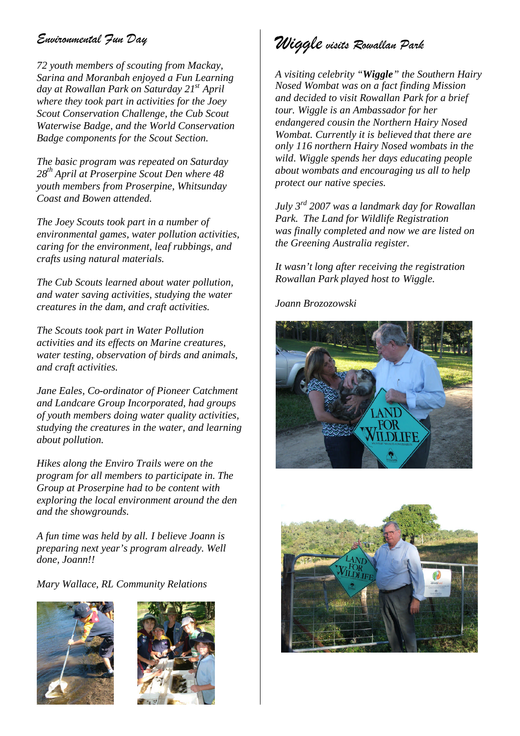## *Environmental Fun Day*

*72 youth members of scouting from Mackay, Sarina and Moranbah enjoyed a Fun Learning day at Rowallan Park on Saturday 21st April where they took part in activities for the Joey Scout Conservation Challenge, the Cub Scout Waterwise Badge, and the World Conservation Badge components for the Scout Section.*

*The basic program was repeated on Saturday 28th April at Proserpine Scout Den where 48 youth members from Proserpine, Whitsunday Coast and Bowen attended.*

*The Joey Scouts took part in a number of environmental games, water pollution activities, caring for the environment, leaf rubbings, and crafts using natural materials.*

*The Cub Scouts learned about water pollution, and water saving activities, studying the water creatures in the dam, and craft activities.*

*The Scouts took part in Water Pollution activities and its effects on Marine creatures, water testing, observation of birds and animals, and craft activities.*

*Jane Eales, Co-ordinator of Pioneer Catchment and Landcare Group Incorporated, had groups of youth members doing water quality activities, studying the creatures in the water, and learning about pollution.*

*Hikes along the Enviro Trails were on the program for all members to participate in. The Group at Proserpine had to be content with exploring the local environment around the den and the showgrounds.*

*A fun time was held by all. I believe Joann is preparing next year's program already. Well done, Joann!!*

*Mary Wallace, RL Community Relations*

## *Wiggle visits Rowallan Park*

*A visiting celebrity "**Wiggle**" the Southern Hairy Nosed Wombat was on a fact finding Mission and decided to visit Rowallan Park for a brief tour. Wiggle is an Ambassador for her endangered cousin the Northern Hairy Nosed Wombat. Currently it is believed that there are only 116 northern Hairy Nosed wombats in the wild. Wiggle spends her days educating people about wombats and encouraging us all to help protect our native species.*

*July 3rd 2007 was a landmark day for Rowallan Park. The Land for Wildlife Registration was finally completed and now we are listed on the Greening Australia register.*

*It wasn't long after receiving the registration Rowallan Park played host to Wiggle.*

*Joann Brozozowski*